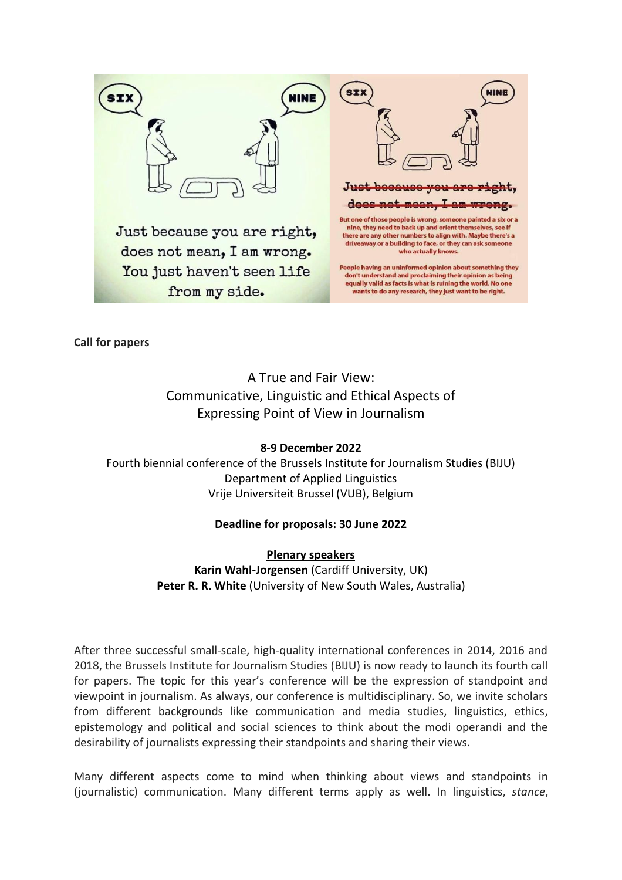**Call for papers**

# A True and Fair View: Communicative, Linguistic and Ethical Aspects of Expressing Point of View in Journalism

**8-9 December 2022**

Fourth biennial conference of the Brussels Institute for Journalism Studies (BIJU)
Department of Applied Linguistics
Vrije Universiteit Brussel (VUB), Belgium

**Deadline for proposals: 30 June 2022**

**Plenary speakers**

**Karin Wahl-Jorgensen** (Cardiff University, UK)
**Peter R. R. White** (University of New South Wales, Australia)

After three successful small-scale, high-quality international conferences in 2014, 2016 and 2018, the Brussels Institute for Journalism Studies (BIJU) is now ready to launch its fourth call for papers. The topic for this year's conference will be the expression of standpoint and viewpoint in journalism. As always, our conference is multidisciplinary. So, we invite scholars from different backgrounds like communication and media studies, linguistics, ethics, epistemology and political and social sciences to think about the modi operandi and the desirability of journalists expressing their standpoints and sharing their views.

Many different aspects come to mind when thinking about views and standpoints in (journalistic) communication. Many different terms apply as well. In linguistics, *stance*,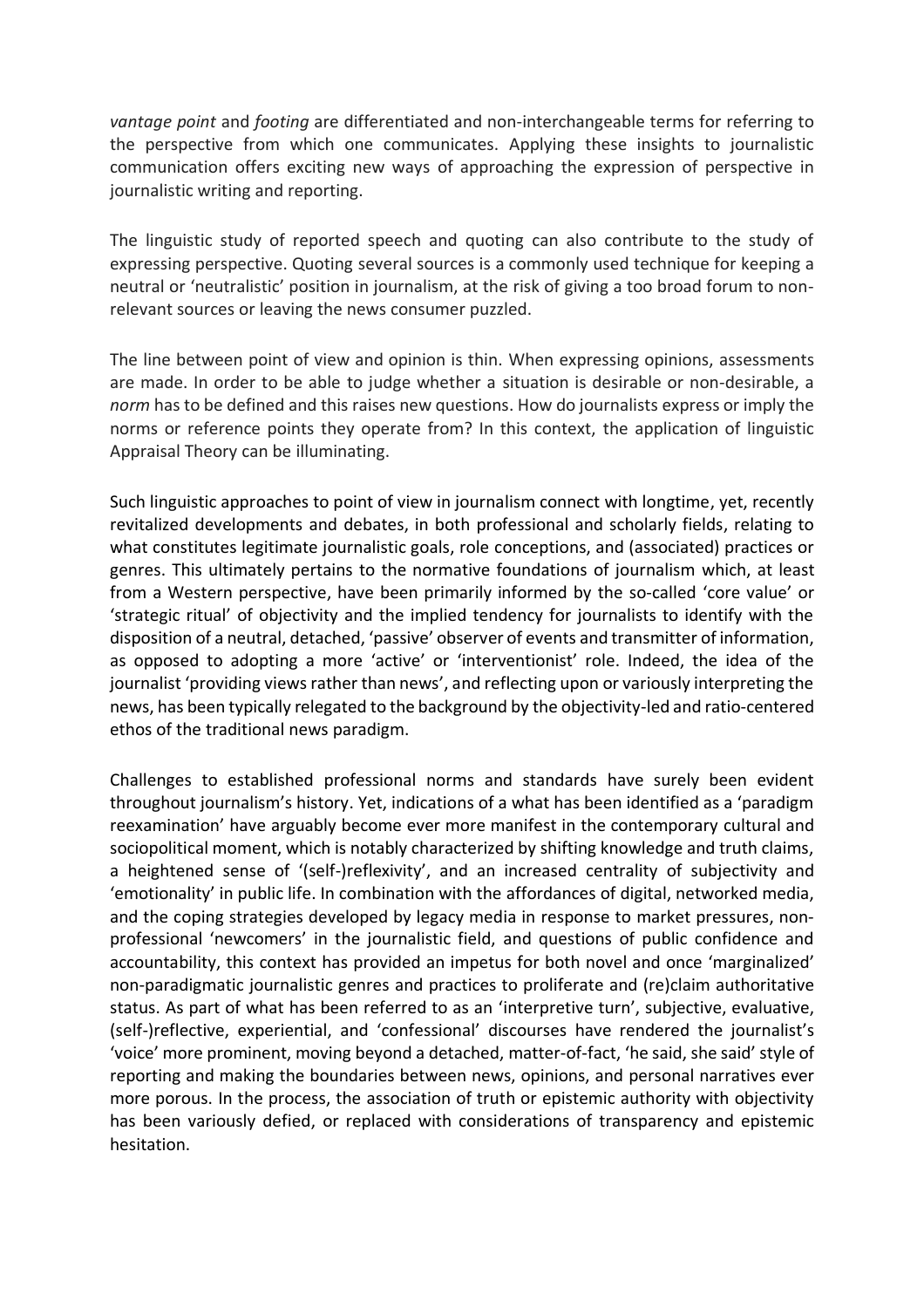*vantage point* and *footing* are differentiated and non-interchangeable terms for referring to the perspective from which one communicates. Applying these insights to journalistic communication offers exciting new ways of approaching the expression of perspective in journalistic writing and reporting.

The linguistic study of reported speech and quoting can also contribute to the study of expressing perspective. Quoting several sources is a commonly used technique for keeping a neutral or 'neutralistic' position in journalism, at the risk of giving a too broad forum to non-relevant sources or leaving the news consumer puzzled.

The line between point of view and opinion is thin. When expressing opinions, assessments are made. In order to be able to judge whether a situation is desirable or non-desirable, a *norm* has to be defined and this raises new questions. How do journalists express or imply the norms or reference points they operate from? In this context, the application of linguistic Appraisal Theory can be illuminating.

Such linguistic approaches to point of view in journalism connect with longtime, yet, recently revitalized developments and debates, in both professional and scholarly fields, relating to what constitutes legitimate journalistic goals, role conceptions, and (associated) practices or genres. This ultimately pertains to the normative foundations of journalism which, at least from a Western perspective, have been primarily informed by the so-called 'core value' or 'strategic ritual' of objectivity and the implied tendency for journalists to identify with the disposition of a neutral, detached, 'passive' observer of events and transmitter of information, as opposed to adopting a more 'active' or 'interventionist' role. Indeed, the idea of the journalist 'providing views rather than news', and reflecting upon or variously interpreting the news, has been typically relegated to the background by the objectivity-led and ratio-centered ethos of the traditional news paradigm.

Challenges to established professional norms and standards have surely been evident throughout journalism's history. Yet, indications of a what has been identified as a 'paradigm reexamination' have arguably become ever more manifest in the contemporary cultural and sociopolitical moment, which is notably characterized by shifting knowledge and truth claims, a heightened sense of '(self-)reflexivity', and an increased centrality of subjectivity and 'emotionality' in public life. In combination with the affordances of digital, networked media, and the coping strategies developed by legacy media in response to market pressures, non-professional 'newcomers' in the journalistic field, and questions of public confidence and accountability, this context has provided an impetus for both novel and once 'marginalized' non-paradigmatic journalistic genres and practices to proliferate and (re)claim authoritative status. As part of what has been referred to as an 'interpretive turn', subjective, evaluative, (self-)reflective, experiential, and 'confessional' discourses have rendered the journalist's 'voice' more prominent, moving beyond a detached, matter-of-fact, 'he said, she said' style of reporting and making the boundaries between news, opinions, and personal narratives ever more porous. In the process, the association of truth or epistemic authority with objectivity has been variously defied, or replaced with considerations of transparency and epistemic hesitation.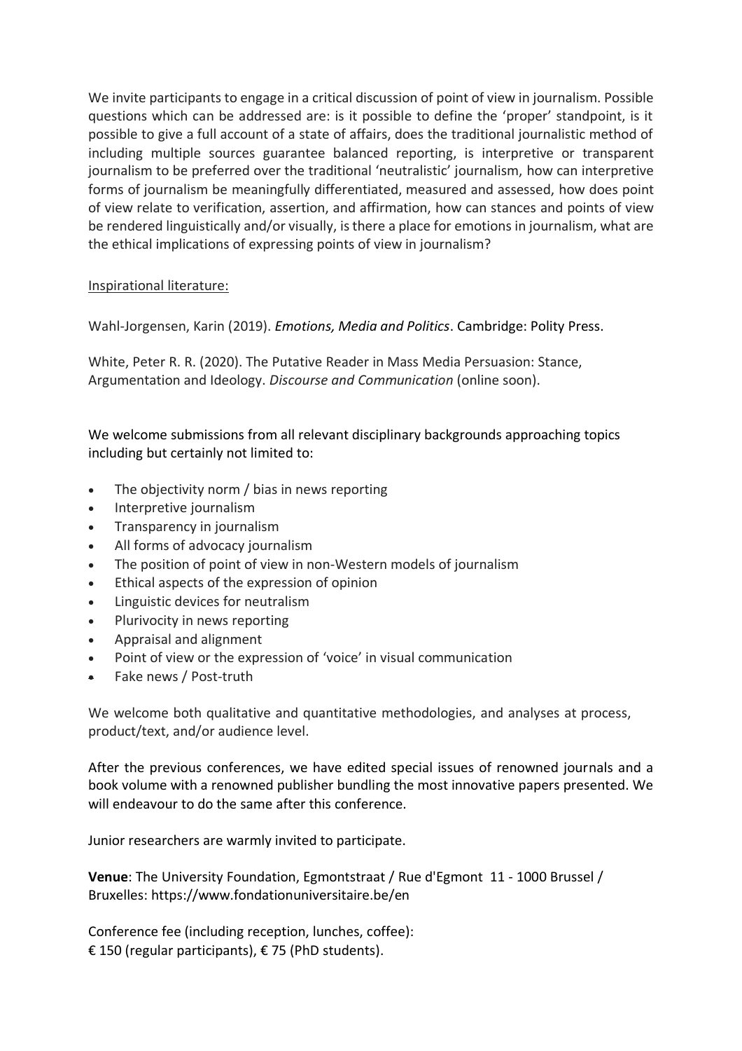We invite participants to engage in a critical discussion of point of view in journalism. Possible questions which can be addressed are: is it possible to define the 'proper' standpoint, is it possible to give a full account of a state of affairs, does the traditional journalistic method of including multiple sources guarantee balanced reporting, is interpretive or transparent journalism to be preferred over the traditional 'neutralistic' journalism, how can interpretive forms of journalism be meaningfully differentiated, measured and assessed, how does point of view relate to verification, assertion, and affirmation, how can stances and points of view be rendered linguistically and/or visually, is there a place for emotions in journalism, what are the ethical implications of expressing points of view in journalism?

<u>Inspirational literature:</u>

Wahl-Jorgensen, Karin (2019). *Emotions, Media and Politics*. Cambridge: Polity Press.

White, Peter R. R. (2020). The Putative Reader in Mass Media Persuasion: Stance, Argumentation and Ideology. *Discourse and Communication* (online soon).

We welcome submissions from all relevant disciplinary backgrounds approaching topics including but certainly not limited to:

- The objectivity norm / bias in news reporting
- Interpretive journalism
- Transparency in journalism
- All forms of advocacy journalism
- The position of point of view in non-Western models of journalism
- Ethical aspects of the expression of opinion
- Linguistic devices for neutralism
- Plurivocity in news reporting
- Appraisal and alignment
- Point of view or the expression of 'voice' in visual communication
- Fake news / Post-truth

We welcome both qualitative and quantitative methodologies, and analyses at process, product/text, and/or audience level.

After the previous conferences, we have edited special issues of renowned journals and a book volume with a renowned publisher bundling the most innovative papers presented. We will endeavour to do the same after this conference.

Junior researchers are warmly invited to participate.

**Venue**: The University Foundation, Egmontstraat / Rue d'Egmont 11 - 1000 Brussel / Bruxelles: https://www.fondationuniversitaire.be/en

Conference fee (including reception, lunches, coffee):
€ 150 (regular participants), € 75 (PhD students).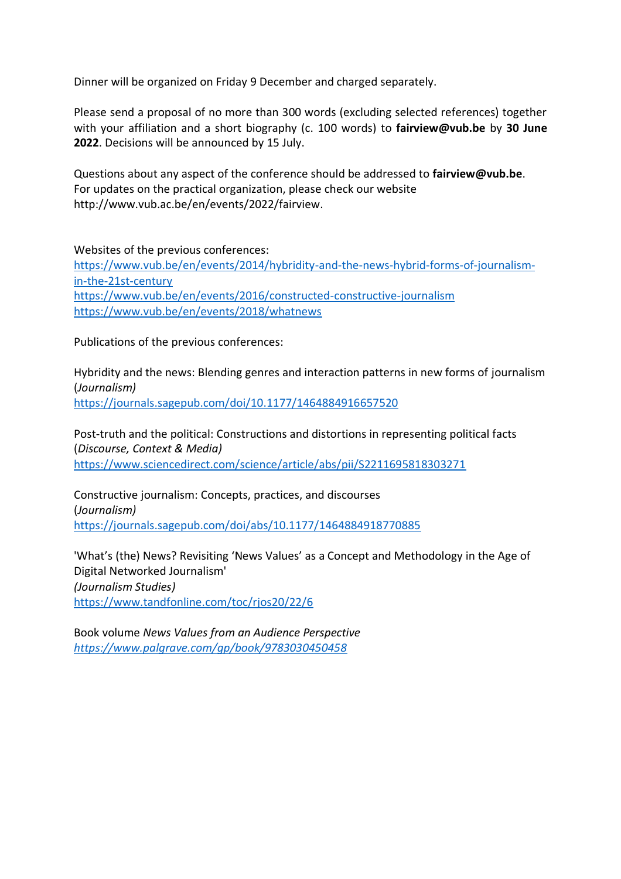Dinner will be organized on Friday 9 December and charged separately.

Please send a proposal of no more than 300 words (excluding selected references) together with your affiliation and a short biography (c. 100 words) to **fairview@vub.be** by **30 June 2022**. Decisions will be announced by 15 July.

Questions about any aspect of the conference should be addressed to **fairview@vub.be**.
For updates on the practical organization, please check our website http://www.vub.ac.be/en/events/2022/fairview.

Websites of the previous conferences:
https://www.vub.be/en/events/2014/hybridity-and-the-news-hybrid-forms-of-journalism-in-the-21st-century
https://www.vub.be/en/events/2016/constructed-constructive-journalism
https://www.vub.be/en/events/2018/whatnews

Publications of the previous conferences:

Hybridity and the news: Blending genres and interaction patterns in new forms of journalism (*Journalism)*
https://journals.sagepub.com/doi/10.1177/1464884916657520

Post-truth and the political: Constructions and distortions in representing political facts (*Discourse, Context & Media)*
https://www.sciencedirect.com/science/article/abs/pii/S2211695818303271

Constructive journalism: Concepts, practices, and discourses
(*Journalism)*
https://journals.sagepub.com/doi/abs/10.1177/1464884918770885

'What's (the) News? Revisiting 'News Values' as a Concept and Methodology in the Age of Digital Networked Journalism'
*(Journalism Studies)*
https://www.tandfonline.com/toc/rjos20/22/6

Book volume *News Values from an Audience Perspective*
*https://www.palgrave.com/gp/book/9783030450458*